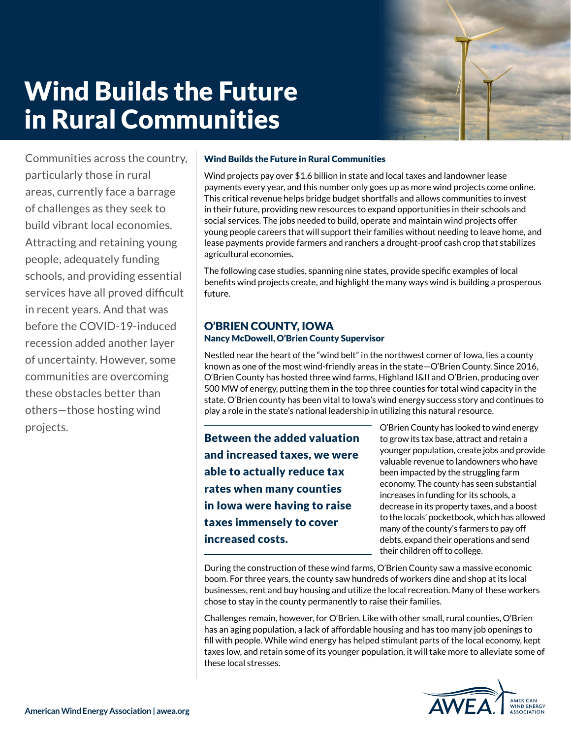# Wind Builds the Future in Rural Communities

Communities across the country, particularly those in rural areas, currently face a barrage of challenges as they seek to build vibrant local economies. Attracting and retaining young people, adequately funding schools, and providing essential services have all proved difficult in recent years. And that was before the COVID-19-induced recession added another layer of uncertainty. However, some communities are overcoming these obstacles better than others—those hosting wind projects.

### Wind Builds the Future in Rural Communities

Wind projects pay over $1.6 billion in state and local taxes and landowner lease payments every year, and this number only goes up as more wind projects come online. This critical revenue helps bridge budget shortfalls and allows communities to invest in their future, providing new resources to expand opportunities in their schools and social services. The jobs needed to build, operate and maintain wind projects offer young people careers that will support their families without needing to leave home, and lease payments provide farmers and ranchers a drought-proof cash crop that stabilizes agricultural economies.

The following case studies, spanning nine states, provide specific examples of local benefits wind projects create, and highlight the many ways wind is building a prosperous future.

## O'BRIEN COUNTY, IOWA

**Nancy McDowell, O'Brien County Supervisor**

Nestled near the heart of the "wind belt" in the northwest corner of Iowa, lies a county known as one of the most wind-friendly areas in the state—O'Brien County. Since 2016, O'Brien County has hosted three wind farms, Highland I&II and O'Brien, producing over 500 MW of energy, putting them in the top three counties for total wind capacity in the state. O'Brien county has been vital to Iowa's wind energy success story and continues to play a role in the state's national leadership in utilizing this natural resource.

> **Between the added valuation and increased taxes, we were able to actually reduce tax rates when many counties in Iowa were having to raise taxes immensely to cover increased costs.**

O'Brien County has looked to wind energy to grow its tax base, attract and retain a younger population, create jobs and provide valuable revenue to landowners who have been impacted by the struggling farm economy. The county has seen substantial increases in funding for its schools, a decrease in its property taxes, and a boost to the locals' pocketbook, which has allowed many of the county's farmers to pay off debts, expand their operations and send their children off to college.

During the construction of these wind farms, O'Brien County saw a massive economic boom. For three years, the county saw hundreds of workers dine and shop at its local businesses, rent and buy housing and utilize the local recreation. Many of these workers chose to stay in the county permanently to raise their families.

Challenges remain, however, for O'Brien. Like with other small, rural counties, O'Brien has an aging population, a lack of affordable housing and has too many job openings to fill with people. While wind energy has helped stimulant parts of the local economy, kept taxes low, and retain some of its younger population, it will take more to alleviate some of these local stresses.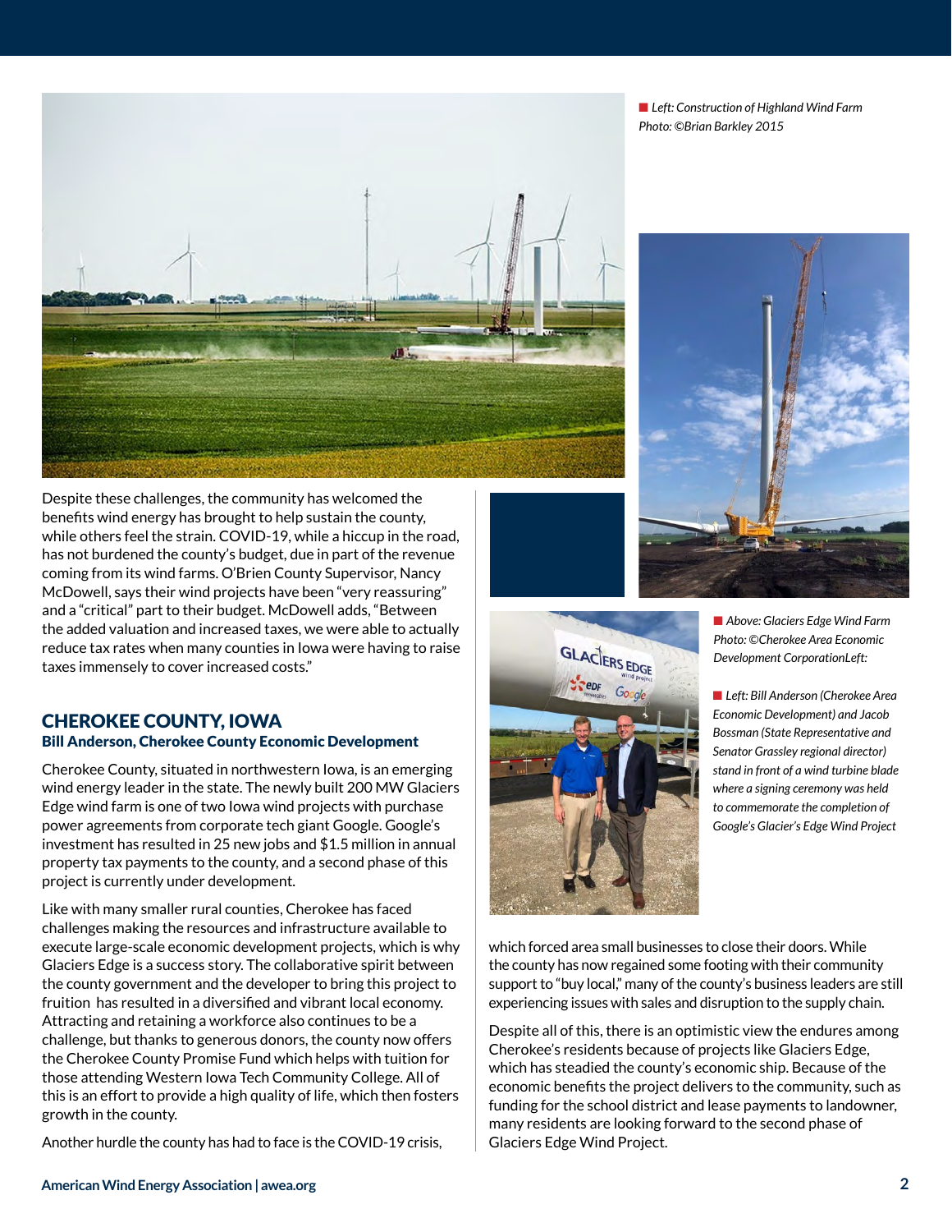Left: Construction of Highland Wind Farm
Photo: ©Brian Barkley 2015

Despite these challenges, the community has welcomed the benefits wind energy has brought to help sustain the county, while others feel the strain. COVID-19, while a hiccup in the road, has not burdened the county's budget, due in part of the revenue coming from its wind farms. O'Brien County Supervisor, Nancy McDowell, says their wind projects have been "very reassuring" and a "critical" part to their budget. McDowell adds, "Between the added valuation and increased taxes, we were able to actually reduce tax rates when many counties in Iowa were having to raise taxes immensely to cover increased costs."

## CHEROKEE COUNTY, IOWA

**Bill Anderson, Cherokee County Economic Development**

Cherokee County, situated in northwestern Iowa, is an emerging wind energy leader in the state. The newly built 200 MW Glaciers Edge wind farm is one of two Iowa wind projects with purchase power agreements from corporate tech giant Google. Google's investment has resulted in 25 new jobs and $1.5 million in annual property tax payments to the county, and a second phase of this project is currently under development.

Like with many smaller rural counties, Cherokee has faced challenges making the resources and infrastructure available to execute large-scale economic development projects, which is why Glaciers Edge is a success story. The collaborative spirit between the county government and the developer to bring this project to fruition has resulted in a diversified and vibrant local economy. Attracting and retaining a workforce also continues to be a challenge, but thanks to generous donors, the county now offers the Cherokee County Promise Fund which helps with tuition for those attending Western Iowa Tech Community College. All of this is an effort to provide a high quality of life, which then fosters growth in the county.

Another hurdle the county has had to face is the COVID-19 crisis, which forced area small businesses to close their doors. While the county has now regained some footing with their community support to "buy local," many of the county's business leaders are still experiencing issues with sales and disruption to the supply chain.

Despite all of this, there is an optimistic view the endures among Cherokee's residents because of projects like Glaciers Edge, which has steadied the county's economic ship. Because of the economic benefits the project delivers to the community, such as funding for the school district and lease payments to landowner, many residents are looking forward to the second phase of Glaciers Edge Wind Project.

Above: Glaciers Edge Wind Farm
Photo: ©Cherokee Area Economic Development CorporationLeft:

Left: Bill Anderson (Cherokee Area Economic Development) and Jacob Bossman (State Representative and Senator Grassley regional director) stand in front of a wind turbine blade where a signing ceremony was held to commemorate the completion of Google's Glacier's Edge Wind Project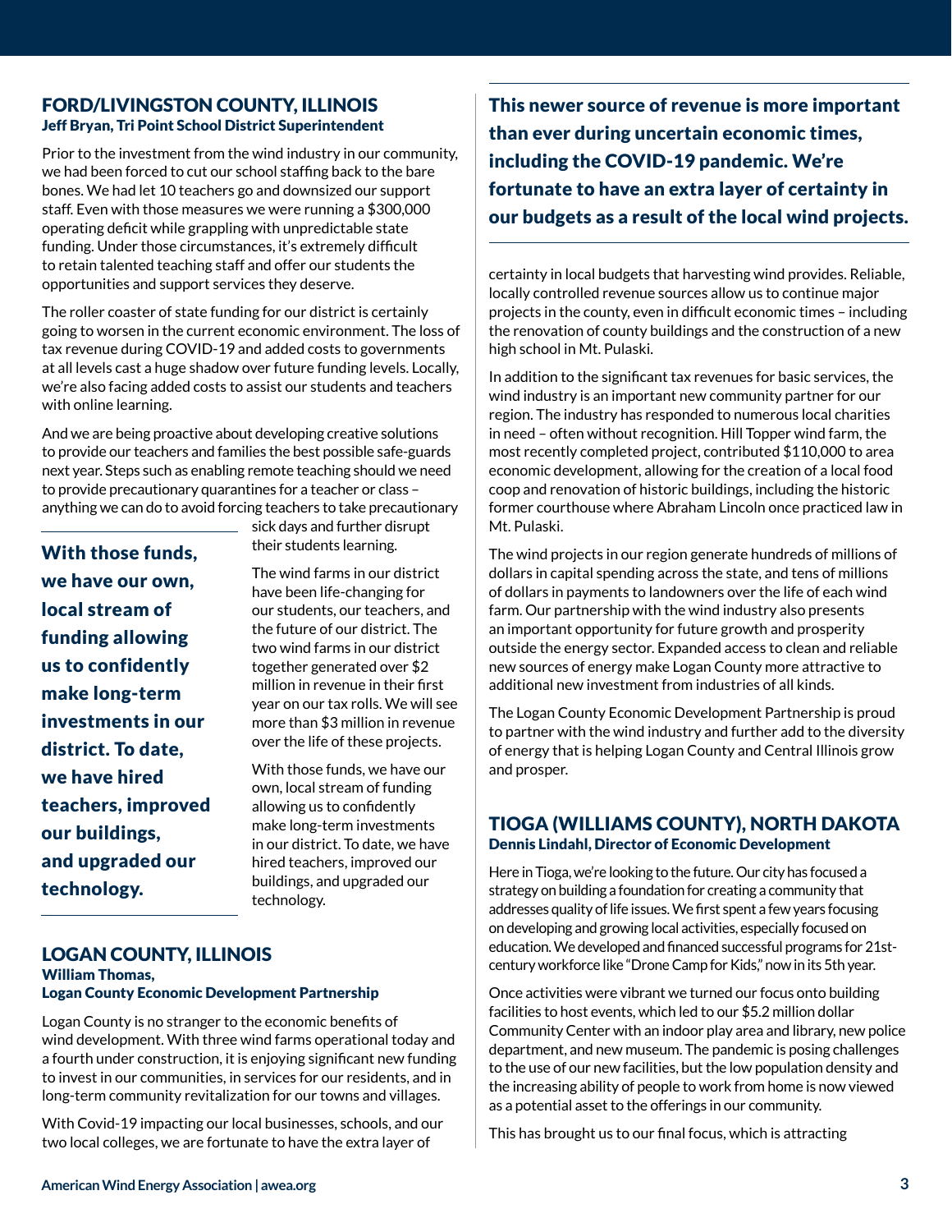## FORD/LIVINGSTON COUNTY, ILLINOIS

**Jeff Bryan, Tri Point School District Superintendent**

Prior to the investment from the wind industry in our community, we had been forced to cut our school staffing back to the bare bones. We had let 10 teachers go and downsized our support staff. Even with those measures we were running a $300,000 operating deficit while grappling with unpredictable state funding. Under those circumstances, it's extremely difficult to retain talented teaching staff and offer our students the opportunities and support services they deserve.

The roller coaster of state funding for our district is certainly going to worsen in the current economic environment. The loss of tax revenue during COVID-19 and added costs to governments at all levels cast a huge shadow over future funding levels. Locally, we're also facing added costs to assist our students and teachers with online learning.

And we are being proactive about developing creative solutions to provide our teachers and families the best possible safe-guards next year. Steps such as enabling remote teaching should we need to provide precautionary quarantines for a teacher or class – anything we can do to avoid forcing teachers to take precautionary sick days and further disrupt their students learning.

**With those funds, we have our own, local stream of funding allowing us to confidently make long-term investments in our district. To date, we have hired teachers, improved our buildings, and upgraded our technology.**

The wind farms in our district have been life-changing for our students, our teachers, and the future of our district. The two wind farms in our district together generated over $2 million in revenue in their first year on our tax rolls. We will see more than $3 million in revenue over the life of these projects.

With those funds, we have our own, local stream of funding allowing us to confidently make long-term investments in our district. To date, we have hired teachers, improved our buildings, and upgraded our technology.

## LOGAN COUNTY, ILLINOIS

**William Thomas,**
**Logan County Economic Development Partnership**

Logan County is no stranger to the economic benefits of wind development. With three wind farms operational today and a fourth under construction, it is enjoying significant new funding to invest in our communities, in services for our residents, and in long-term community revitalization for our towns and villages.

With Covid-19 impacting our local businesses, schools, and our two local colleges, we are fortunate to have the extra layer of certainty in local budgets that harvesting wind provides. Reliable, locally controlled revenue sources allow us to continue major projects in the county, even in difficult economic times – including the renovation of county buildings and the construction of a new high school in Mt. Pulaski.

**This newer source of revenue is more important than ever during uncertain economic times, including the COVID-19 pandemic. We're fortunate to have an extra layer of certainty in our budgets as a result of the local wind projects.**

In addition to the significant tax revenues for basic services, the wind industry is an important new community partner for our region. The industry has responded to numerous local charities in need – often without recognition. Hill Topper wind farm, the most recently completed project, contributed $110,000 to area economic development, allowing for the creation of a local food coop and renovation of historic buildings, including the historic former courthouse where Abraham Lincoln once practiced law in Mt. Pulaski.

The wind projects in our region generate hundreds of millions of dollars in capital spending across the state, and tens of millions of dollars in payments to landowners over the life of each wind farm. Our partnership with the wind industry also presents an important opportunity for future growth and prosperity outside the energy sector. Expanded access to clean and reliable new sources of energy make Logan County more attractive to additional new investment from industries of all kinds.

The Logan County Economic Development Partnership is proud to partner with the wind industry and further add to the diversity of energy that is helping Logan County and Central Illinois grow and prosper.

## TIOGA (WILLIAMS COUNTY), NORTH DAKOTA

**Dennis Lindahl, Director of Economic Development**

Here in Tioga, we're looking to the future. Our city has focused a strategy on building a foundation for creating a community that addresses quality of life issues. We first spent a few years focusing on developing and growing local activities, especially focused on education. We developed and financed successful programs for 21st-century workforce like "Drone Camp for Kids," now in its 5th year.

Once activities were vibrant we turned our focus onto building facilities to host events, which led to our $5.2 million dollar Community Center with an indoor play area and library, new police department, and new museum. The pandemic is posing challenges to the use of our new facilities, but the low population density and the increasing ability of people to work from home is now viewed as a potential asset to the offerings in our community.

This has brought us to our final focus, which is attracting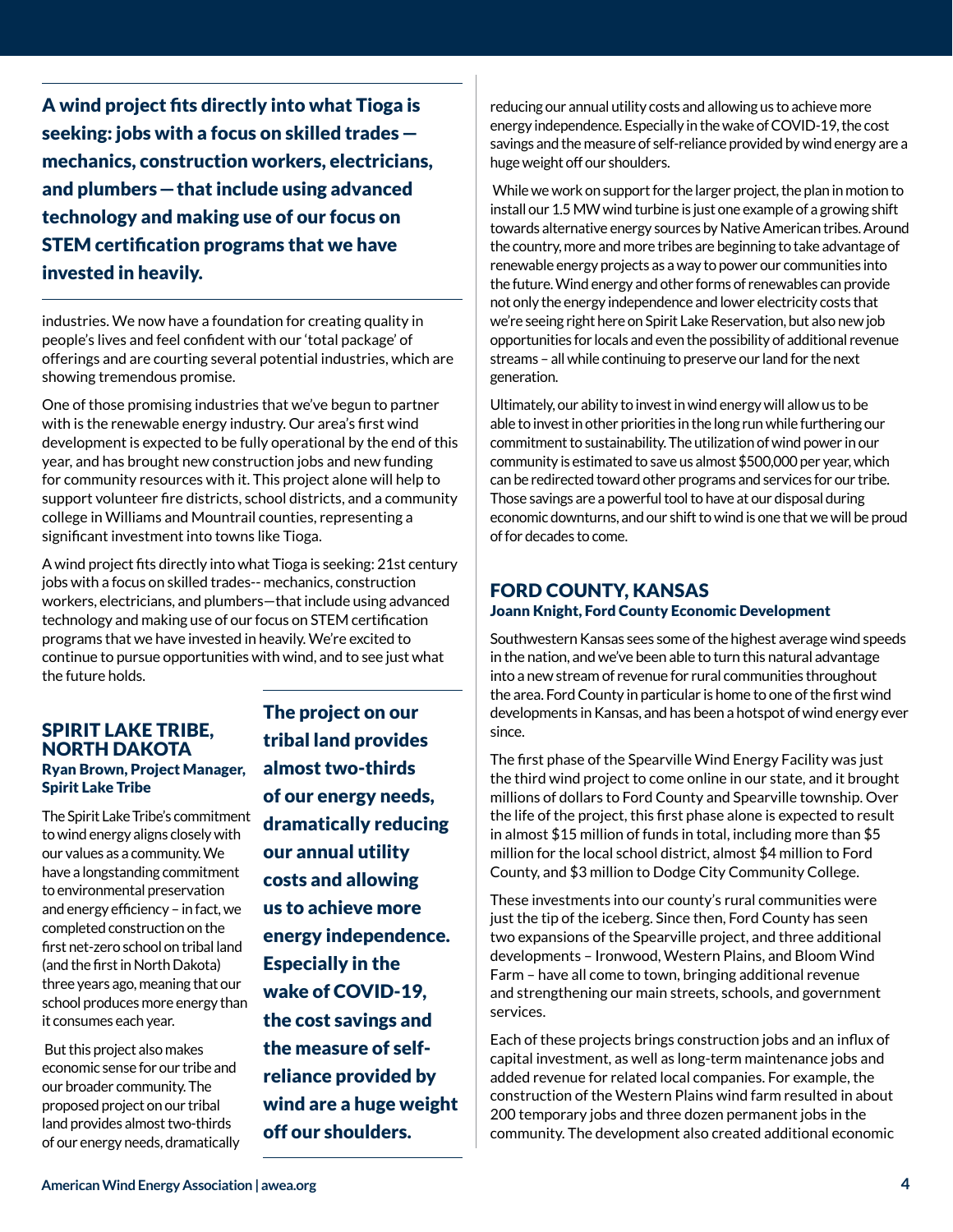> **A wind project fits directly into what Tioga is seeking: jobs with a focus on skilled trades — mechanics, construction workers, electricians, and plumbers — that include using advanced technology and making use of our focus on STEM certification programs that we have invested in heavily.**

industries. We now have a foundation for creating quality in people's lives and feel confident with our 'total package' of offerings and are courting several potential industries, which are showing tremendous promise.

One of those promising industries that we've begun to partner with is the renewable energy industry. Our area's first wind development is expected to be fully operational by the end of this year, and has brought new construction jobs and new funding for community resources with it. This project alone will help to support volunteer fire districts, school districts, and a community college in Williams and Mountrail counties, representing a significant investment into towns like Tioga.

A wind project fits directly into what Tioga is seeking: 21st century jobs with a focus on skilled trades-- mechanics, construction workers, electricians, and plumbers—that include using advanced technology and making use of our focus on STEM certification programs that we have invested in heavily. We're excited to continue to pursue opportunities with wind, and to see just what the future holds.

## SPIRIT LAKE TRIBE, NORTH DAKOTA

### Ryan Brown, Project Manager, Spirit Lake Tribe

The Spirit Lake Tribe's commitment to wind energy aligns closely with our values as a community. We have a longstanding commitment to environmental preservation and energy efficiency – in fact, we completed construction on the first net-zero school on tribal land (and the first in North Dakota) three years ago, meaning that our school produces more energy than it consumes each year.

But this project also makes economic sense for our tribe and our broader community. The proposed project on our tribal land provides almost two-thirds of our energy needs, dramatically reducing our annual utility costs and allowing us to achieve more energy independence. Especially in the wake of COVID-19, the cost savings and the measure of self-reliance provided by wind energy are a huge weight off our shoulders.

> **The project on our tribal land provides almost two-thirds of our energy needs, dramatically reducing our annual utility costs and allowing us to achieve more energy independence. Especially in the wake of COVID-19, the cost savings and the measure of self-reliance provided by wind are a huge weight off our shoulders.**

While we work on support for the larger project, the plan in motion to install our 1.5 MW wind turbine is just one example of a growing shift towards alternative energy sources by Native American tribes. Around the country, more and more tribes are beginning to take advantage of renewable energy projects as a way to power our communities into the future. Wind energy and other forms of renewables can provide not only the energy independence and lower electricity costs that we're seeing right here on Spirit Lake Reservation, but also new job opportunities for locals and even the possibility of additional revenue streams – all while continuing to preserve our land for the next generation.

Ultimately, our ability to invest in wind energy will allow us to be able to invest in other priorities in the long run while furthering our commitment to sustainability. The utilization of wind power in our community is estimated to save us almost $500,000 per year, which can be redirected toward other programs and services for our tribe. Those savings are a powerful tool to have at our disposal during economic downturns, and our shift to wind is one that we will be proud of for decades to come.

## FORD COUNTY, KANSAS

### Joann Knight, Ford County Economic Development

Southwestern Kansas sees some of the highest average wind speeds in the nation, and we've been able to turn this natural advantage into a new stream of revenue for rural communities throughout the area. Ford County in particular is home to one of the first wind developments in Kansas, and has been a hotspot of wind energy ever since.

The first phase of the Spearville Wind Energy Facility was just the third wind project to come online in our state, and it brought millions of dollars to Ford County and Spearville township. Over the life of the project, this first phase alone is expected to result in almost $15 million of funds in total, including more than $5 million for the local school district, almost $4 million to Ford County, and $3 million to Dodge City Community College.

These investments into our county's rural communities were just the tip of the iceberg. Since then, Ford County has seen two expansions of the Spearville project, and three additional developments – Ironwood, Western Plains, and Bloom Wind Farm – have all come to town, bringing additional revenue and strengthening our main streets, schools, and government services.

Each of these projects brings construction jobs and an influx of capital investment, as well as long-term maintenance jobs and added revenue for related local companies. For example, the construction of the Western Plains wind farm resulted in about 200 temporary jobs and three dozen permanent jobs in the community. The development also created additional economic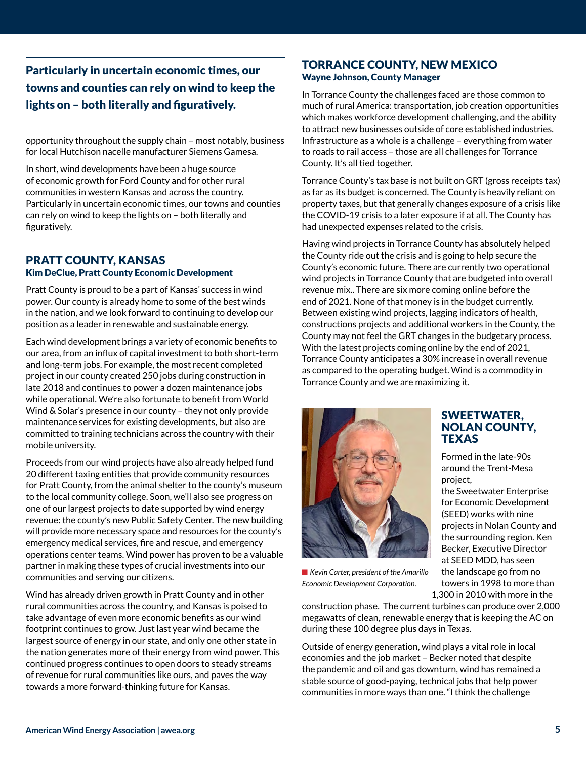**Particularly in uncertain economic times, our towns and counties can rely on wind to keep the lights on – both literally and figuratively.**

opportunity throughout the supply chain – most notably, business for local Hutchison nacelle manufacturer Siemens Gamesa.

In short, wind developments have been a huge source of economic growth for Ford County and for other rural communities in western Kansas and across the country. Particularly in uncertain economic times, our towns and counties can rely on wind to keep the lights on – both literally and figuratively.

## PRATT COUNTY, KANSAS

### Kim DeClue, Pratt County Economic Development

Pratt County is proud to be a part of Kansas' success in wind power. Our county is already home to some of the best winds in the nation, and we look forward to continuing to develop our position as a leader in renewable and sustainable energy.

Each wind development brings a variety of economic benefits to our area, from an influx of capital investment to both short-term and long-term jobs. For example, the most recent completed project in our county created 250 jobs during construction in late 2018 and continues to power a dozen maintenance jobs while operational. We're also fortunate to benefit from World Wind & Solar's presence in our county – they not only provide maintenance services for existing developments, but also are committed to training technicians across the country with their mobile university.

Proceeds from our wind projects have also already helped fund 20 different taxing entities that provide community resources for Pratt County, from the animal shelter to the county's museum to the local community college. Soon, we'll also see progress on one of our largest projects to date supported by wind energy revenue: the county's new Public Safety Center. The new building will provide more necessary space and resources for the county's emergency medical services, fire and rescue, and emergency operations center teams. Wind power has proven to be a valuable partner in making these types of crucial investments into our communities and serving our citizens.

Wind has already driven growth in Pratt County and in other rural communities across the country, and Kansas is poised to take advantage of even more economic benefits as our wind footprint continues to grow. Just last year wind became the largest source of energy in our state, and only one other state in the nation generates more of their energy from wind power. This continued progress continues to open doors to steady streams of revenue for rural communities like ours, and paves the way towards a more forward-thinking future for Kansas.

## TORRANCE COUNTY, NEW MEXICO

### Wayne Johnson, County Manager

In Torrance County the challenges faced are those common to much of rural America: transportation, job creation opportunities which makes workforce development challenging, and the ability to attract new businesses outside of core established industries. Infrastructure as a whole is a challenge – everything from water to roads to rail access – those are all challenges for Torrance County. It's all tied together.

Torrance County's tax base is not built on GRT (gross receipts tax) as far as its budget is concerned. The County is heavily reliant on property taxes, but that generally changes exposure of a crisis like the COVID-19 crisis to a later exposure if at all. The County has had unexpected expenses related to the crisis.

Having wind projects in Torrance County has absolutely helped the County ride out the crisis and is going to help secure the County's economic future. There are currently two operational wind projects in Torrance County that are budgeted into overall revenue mix.. There are six more coming online before the end of 2021. None of that money is in the budget currently. Between existing wind projects, lagging indicators of health, constructions projects and additional workers in the County, the County may not feel the GRT changes in the budgetary process. With the latest projects coming online by the end of 2021, Torrance County anticipates a 30% increase in overall revenue as compared to the operating budget. Wind is a commodity in Torrance County and we are maximizing it.

*Kevin Carter, president of the Amarillo Economic Development Corporation.*

## SWEETWATER, NOLAN COUNTY, TEXAS

Formed in the late-90s around the Trent-Mesa project, the Sweetwater Enterprise for Economic Development (SEED) works with nine projects in Nolan County and the surrounding region. Ken Becker, Executive Director at SEED MDD, has seen the landscape go from no towers in 1998 to more than 1,300 in 2010 with more in the construction phase. The current turbines can produce over 2,000 megawatts of clean, renewable energy that is keeping the AC on during these 100 degree plus days in Texas.

Outside of energy generation, wind plays a vital role in local economies and the job market – Becker noted that despite the pandemic and oil and gas downturn, wind has remained a stable source of good-paying, technical jobs that help power communities in more ways than one. "I think the challenge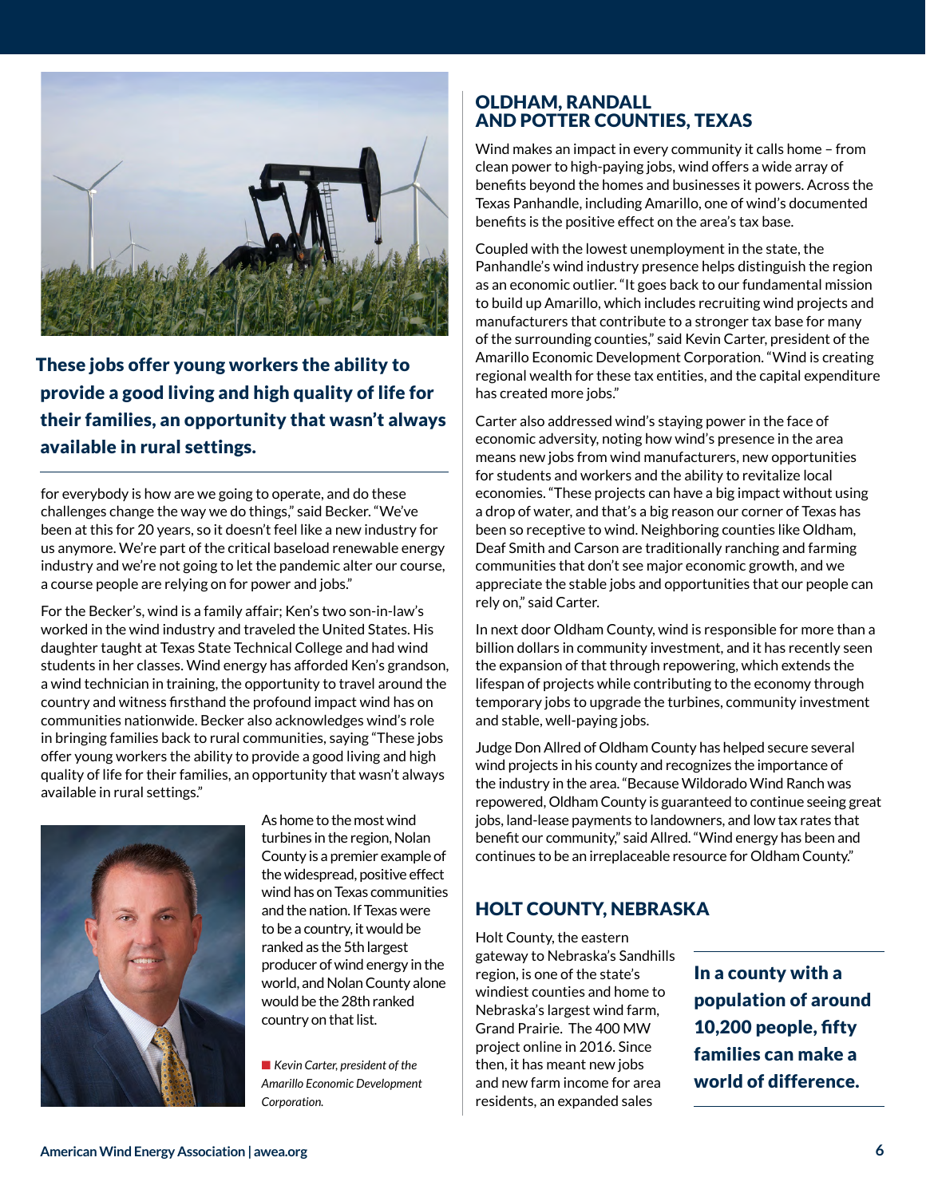> **These jobs offer young workers the ability to provide a good living and high quality of life for their families, an opportunity that wasn't always available in rural settings.**

for everybody is how are we going to operate, and do these challenges change the way we do things," said Becker. "We've been at this for 20 years, so it doesn't feel like a new industry for us anymore. We're part of the critical baseload renewable energy industry and we're not going to let the pandemic alter our course, a course people are relying on for power and jobs."

For the Becker's, wind is a family affair; Ken's two son-in-law's worked in the wind industry and traveled the United States. His daughter taught at Texas State Technical College and had wind students in her classes. Wind energy has afforded Ken's grandson, a wind technician in training, the opportunity to travel around the country and witness firsthand the profound impact wind has on communities nationwide. Becker also acknowledges wind's role in bringing families back to rural communities, saying "These jobs offer young workers the ability to provide a good living and high quality of life for their families, an opportunity that wasn't always available in rural settings."

As home to the most wind turbines in the region, Nolan County is a premier example of the widespread, positive effect wind has on Texas communities and the nation. If Texas were to be a country, it would be ranked as the 5th largest producer of wind energy in the world, and Nolan County alone would be the 28th ranked country on that list.

*Kevin Carter, president of the Amarillo Economic Development Corporation.*

## OLDHAM, RANDALL AND POTTER COUNTIES, TEXAS

Wind makes an impact in every community it calls home – from clean power to high-paying jobs, wind offers a wide array of benefits beyond the homes and businesses it powers. Across the Texas Panhandle, including Amarillo, one of wind's documented benefits is the positive effect on the area's tax base.

Coupled with the lowest unemployment in the state, the Panhandle's wind industry presence helps distinguish the region as an economic outlier. "It goes back to our fundamental mission to build up Amarillo, which includes recruiting wind projects and manufacturers that contribute to a stronger tax base for many of the surrounding counties," said Kevin Carter, president of the Amarillo Economic Development Corporation. "Wind is creating regional wealth for these tax entities, and the capital expenditure has created more jobs."

Carter also addressed wind's staying power in the face of economic adversity, noting how wind's presence in the area means new jobs from wind manufacturers, new opportunities for students and workers and the ability to revitalize local economies. "These projects can have a big impact without using a drop of water, and that's a big reason our corner of Texas has been so receptive to wind. Neighboring counties like Oldham, Deaf Smith and Carson are traditionally ranching and farming communities that don't see major economic growth, and we appreciate the stable jobs and opportunities that our people can rely on," said Carter.

In next door Oldham County, wind is responsible for more than a billion dollars in community investment, and it has recently seen the expansion of that through repowering, which extends the lifespan of projects while contributing to the economy through temporary jobs to upgrade the turbines, community investment and stable, well-paying jobs.

Judge Don Allred of Oldham County has helped secure several wind projects in his county and recognizes the importance of the industry in the area. "Because Wildorado Wind Ranch was repowered, Oldham County is guaranteed to continue seeing great jobs, land-lease payments to landowners, and low tax rates that benefit our community," said Allred. "Wind energy has been and continues to be an irreplaceable resource for Oldham County."

## HOLT COUNTY, NEBRASKA

Holt County, the eastern gateway to Nebraska's Sandhills region, is one of the state's windiest counties and home to Nebraska's largest wind farm, Grand Prairie. The 400 MW project online in 2016. Since then, it has meant new jobs and new farm income for area residents, an expanded sales

> **In a county with a population of around 10,200 people, fifty families can make a world of difference.**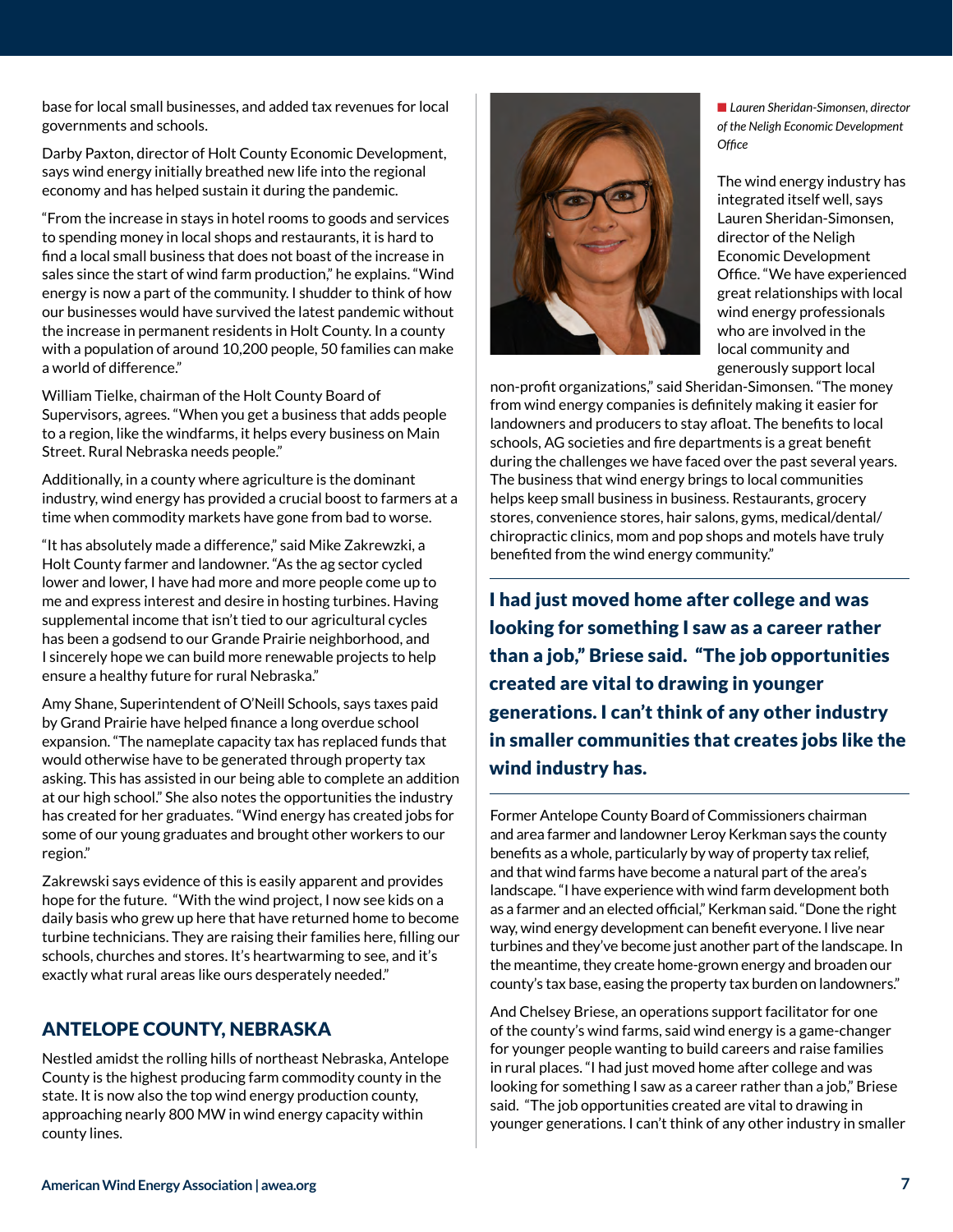base for local small businesses, and added tax revenues for local governments and schools.

Darby Paxton, director of Holt County Economic Development, says wind energy initially breathed new life into the regional economy and has helped sustain it during the pandemic.

"From the increase in stays in hotel rooms to goods and services to spending money in local shops and restaurants, it is hard to find a local small business that does not boast of the increase in sales since the start of wind farm production," he explains. "Wind energy is now a part of the community. I shudder to think of how our businesses would have survived the latest pandemic without the increase in permanent residents in Holt County. In a county with a population of around 10,200 people, 50 families can make a world of difference."

William Tielke, chairman of the Holt County Board of Supervisors, agrees. "When you get a business that adds people to a region, like the windfarms, it helps every business on Main Street. Rural Nebraska needs people."

Additionally, in a county where agriculture is the dominant industry, wind energy has provided a crucial boost to farmers at a time when commodity markets have gone from bad to worse.

"It has absolutely made a difference," said Mike Zakrewzki, a Holt County farmer and landowner. "As the ag sector cycled lower and lower, I have had more and more people come up to me and express interest and desire in hosting turbines. Having supplemental income that isn't tied to our agricultural cycles has been a godsend to our Grande Prairie neighborhood, and I sincerely hope we can build more renewable projects to help ensure a healthy future for rural Nebraska."

Amy Shane, Superintendent of O'Neill Schools, says taxes paid by Grand Prairie have helped finance a long overdue school expansion. "The nameplate capacity tax has replaced funds that would otherwise have to be generated through property tax asking. This has assisted in our being able to complete an addition at our high school." She also notes the opportunities the industry has created for her graduates. "Wind energy has created jobs for some of our young graduates and brought other workers to our region."

Zakrewski says evidence of this is easily apparent and provides hope for the future. "With the wind project, I now see kids on a daily basis who grew up here that have returned home to become turbine technicians. They are raising their families here, filling our schools, churches and stores. It's heartwarming to see, and it's exactly what rural areas like ours desperately needed."

## ANTELOPE COUNTY, NEBRASKA

Nestled amidst the rolling hills of northeast Nebraska, Antelope County is the highest producing farm commodity county in the state. It is now also the top wind energy production county, approaching nearly 800 MW in wind energy capacity within county lines.

*Lauren Sheridan-Simonsen, director of the Neligh Economic Development Office*

The wind energy industry has integrated itself well, says Lauren Sheridan-Simonsen, director of the Neligh Economic Development Office. "We have experienced great relationships with local wind energy professionals who are involved in the local community and generously support local non-profit organizations," said Sheridan-Simonsen. "The money from wind energy companies is definitely making it easier for landowners and producers to stay afloat. The benefits to local schools, AG societies and fire departments is a great benefit during the challenges we have faced over the past several years. The business that wind energy brings to local communities helps keep small business in business. Restaurants, grocery stores, convenience stores, hair salons, gyms, medical/dental/chiropractic clinics, mom and pop shops and motels have truly benefited from the wind energy community."

**I had just moved home after college and was looking for something I saw as a career rather than a job," Briese said. "The job opportunities created are vital to drawing in younger generations. I can't think of any other industry in smaller communities that creates jobs like the wind industry has.**

Former Antelope County Board of Commissioners chairman and area farmer and landowner Leroy Kerkman says the county benefits as a whole, particularly by way of property tax relief, and that wind farms have become a natural part of the area's landscape. "I have experience with wind farm development both as a farmer and an elected official," Kerkman said. "Done the right way, wind energy development can benefit everyone. I live near turbines and they've become just another part of the landscape. In the meantime, they create home-grown energy and broaden our county's tax base, easing the property tax burden on landowners."

And Chelsey Briese, an operations support facilitator for one of the county's wind farms, said wind energy is a game-changer for younger people wanting to build careers and raise families in rural places. "I had just moved home after college and was looking for something I saw as a career rather than a job," Briese said. "The job opportunities created are vital to drawing in younger generations. I can't think of any other industry in smaller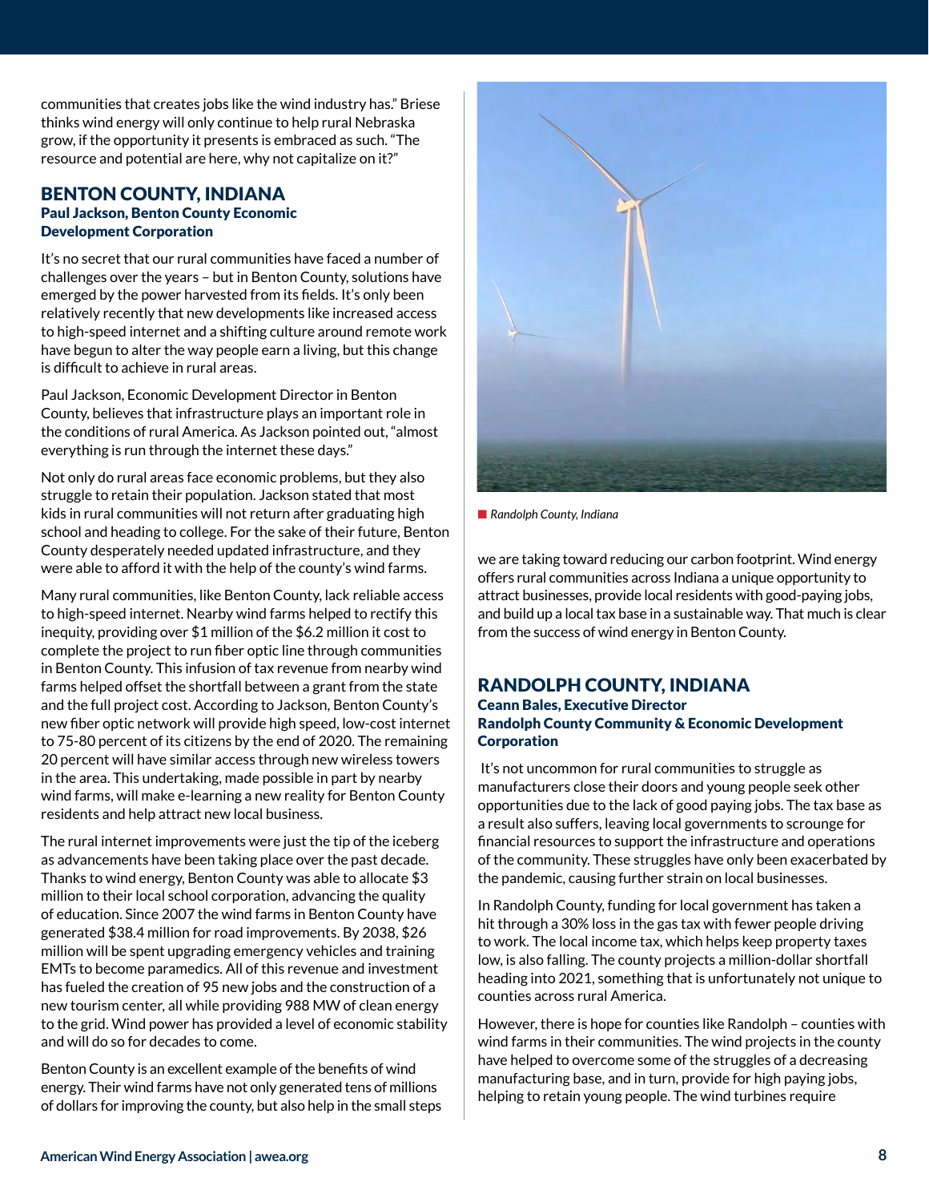communities that creates jobs like the wind industry has." Briese thinks wind energy will only continue to help rural Nebraska grow, if the opportunity it presents is embraced as such. "The resource and potential are here, why not capitalize on it?"

## BENTON COUNTY, INDIANA

**Paul Jackson, Benton County Economic Development Corporation**

It's no secret that our rural communities have faced a number of challenges over the years – but in Benton County, solutions have emerged by the power harvested from its fields. It's only been relatively recently that new developments like increased access to high-speed internet and a shifting culture around remote work have begun to alter the way people earn a living, but this change is difficult to achieve in rural areas.

Paul Jackson, Economic Development Director in Benton County, believes that infrastructure plays an important role in the conditions of rural America. As Jackson pointed out, "almost everything is run through the internet these days."

Not only do rural areas face economic problems, but they also struggle to retain their population. Jackson stated that most kids in rural communities will not return after graduating high school and heading to college. For the sake of their future, Benton County desperately needed updated infrastructure, and they were able to afford it with the help of the county's wind farms.

Many rural communities, like Benton County, lack reliable access to high-speed internet. Nearby wind farms helped to rectify this inequity, providing over $1 million of the $6.2 million it cost to complete the project to run fiber optic line through communities in Benton County. This infusion of tax revenue from nearby wind farms helped offset the shortfall between a grant from the state and the full project cost. According to Jackson, Benton County's new fiber optic network will provide high speed, low-cost internet to 75-80 percent of its citizens by the end of 2020. The remaining 20 percent will have similar access through new wireless towers in the area. This undertaking, made possible in part by nearby wind farms, will make e-learning a new reality for Benton County residents and help attract new local business.

The rural internet improvements were just the tip of the iceberg as advancements have been taking place over the past decade. Thanks to wind energy, Benton County was able to allocate $3 million to their local school corporation, advancing the quality of education. Since 2007 the wind farms in Benton County have generated $38.4 million for road improvements. By 2038, $26 million will be spent upgrading emergency vehicles and training EMTs to become paramedics. All of this revenue and investment has fueled the creation of 95 new jobs and the construction of a new tourism center, all while providing 988 MW of clean energy to the grid. Wind power has provided a level of economic stability and will do so for decades to come.

Benton County is an excellent example of the benefits of wind energy. Their wind farms have not only generated tens of millions of dollars for improving the county, but also help in the small steps we are taking toward reducing our carbon footprint. Wind energy offers rural communities across Indiana a unique opportunity to attract businesses, provide local residents with good-paying jobs, and build up a local tax base in a sustainable way. That much is clear from the success of wind energy in Benton County.

*Randolph County, Indiana*

## RANDOLPH COUNTY, INDIANA

**Ceann Bales, Executive Director**
**Randolph County Community & Economic Development Corporation**

It's not uncommon for rural communities to struggle as manufacturers close their doors and young people seek other opportunities due to the lack of good paying jobs. The tax base as a result also suffers, leaving local governments to scrounge for financial resources to support the infrastructure and operations of the community. These struggles have only been exacerbated by the pandemic, causing further strain on local businesses.

In Randolph County, funding for local government has taken a hit through a 30% loss in the gas tax with fewer people driving to work. The local income tax, which helps keep property taxes low, is also falling. The county projects a million-dollar shortfall heading into 2021, something that is unfortunately not unique to counties across rural America.

However, there is hope for counties like Randolph – counties with wind farms in their communities. The wind projects in the county have helped to overcome some of the struggles of a decreasing manufacturing base, and in turn, provide for high paying jobs, helping to retain young people. The wind turbines require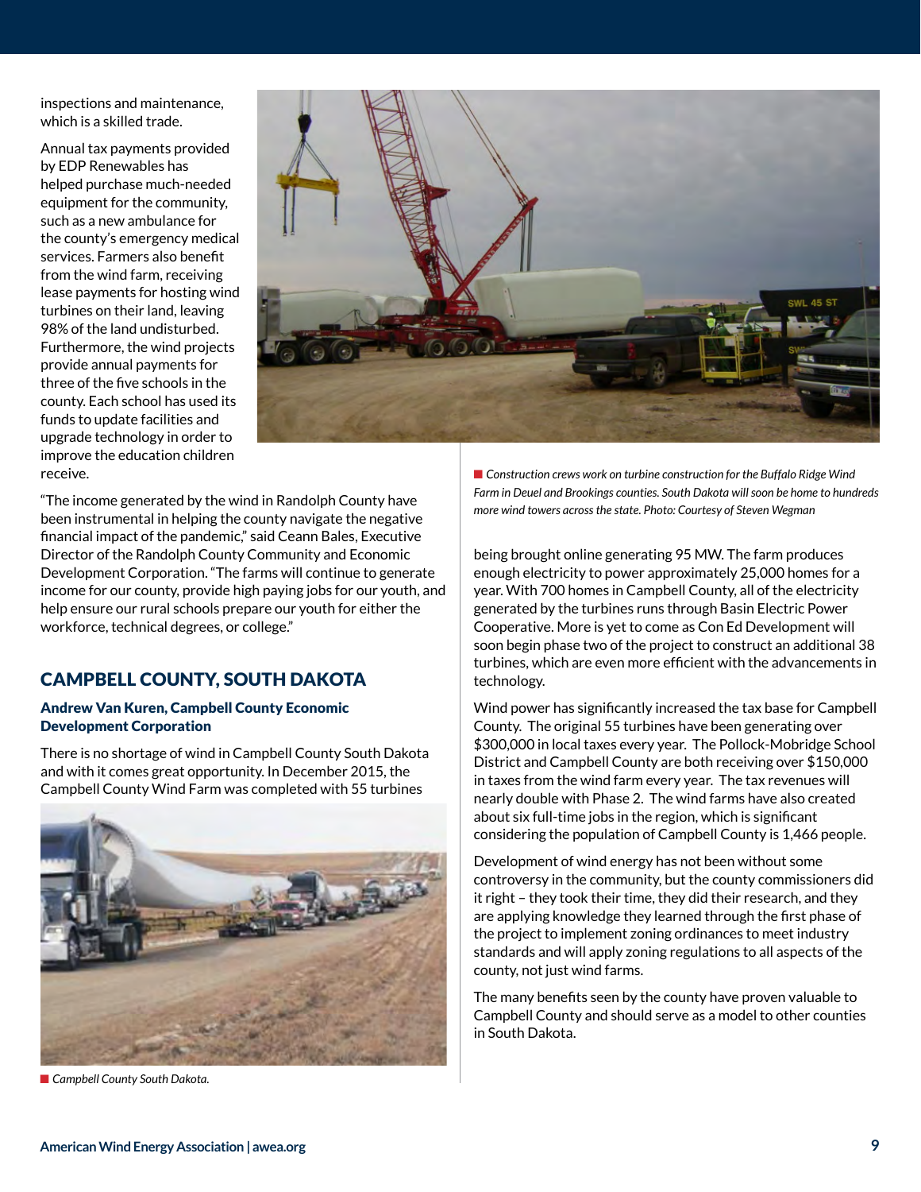inspections and maintenance, which is a skilled trade.

Annual tax payments provided by EDP Renewables has helped purchase much-needed equipment for the community, such as a new ambulance for the county's emergency medical services. Farmers also benefit from the wind farm, receiving lease payments for hosting wind turbines on their land, leaving 98% of the land undisturbed. Furthermore, the wind projects provide annual payments for three of the five schools in the county. Each school has used its funds to update facilities and upgrade technology in order to improve the education children receive.

"The income generated by the wind in Randolph County have been instrumental in helping the county navigate the negative financial impact of the pandemic," said Ceann Bales, Executive Director of the Randolph County Community and Economic Development Corporation. "The farms will continue to generate income for our county, provide high paying jobs for our youth, and help ensure our rural schools prepare our youth for either the workforce, technical degrees, or college."

*Construction crews work on turbine construction for the Buffalo Ridge Wind Farm in Deuel and Brookings counties. South Dakota will soon be home to hundreds more wind towers across the state. Photo: Courtesy of Steven Wegman*

## CAMPBELL COUNTY, SOUTH DAKOTA

### Andrew Van Kuren, Campbell County Economic Development Corporation

There is no shortage of wind in Campbell County South Dakota and with it comes great opportunity. In December 2015, the Campbell County Wind Farm was completed with 55 turbines being brought online generating 95 MW. The farm produces enough electricity to power approximately 25,000 homes for a year. With 700 homes in Campbell County, all of the electricity generated by the turbines runs through Basin Electric Power Cooperative. More is yet to come as Con Ed Development will soon begin phase two of the project to construct an additional 38 turbines, which are even more efficient with the advancements in technology.

*Campbell County South Dakota.*

Wind power has significantly increased the tax base for Campbell County. The original 55 turbines have been generating over $300,000 in local taxes every year. The Pollock-Mobridge School District and Campbell County are both receiving over $150,000 in taxes from the wind farm every year. The tax revenues will nearly double with Phase 2. The wind farms have also created about six full-time jobs in the region, which is significant considering the population of Campbell County is 1,466 people.

Development of wind energy has not been without some controversy in the community, but the county commissioners did it right – they took their time, they did their research, and they are applying knowledge they learned through the first phase of the project to implement zoning ordinances to meet industry standards and will apply zoning regulations to all aspects of the county, not just wind farms.

The many benefits seen by the county have proven valuable to Campbell County and should serve as a model to other counties in South Dakota.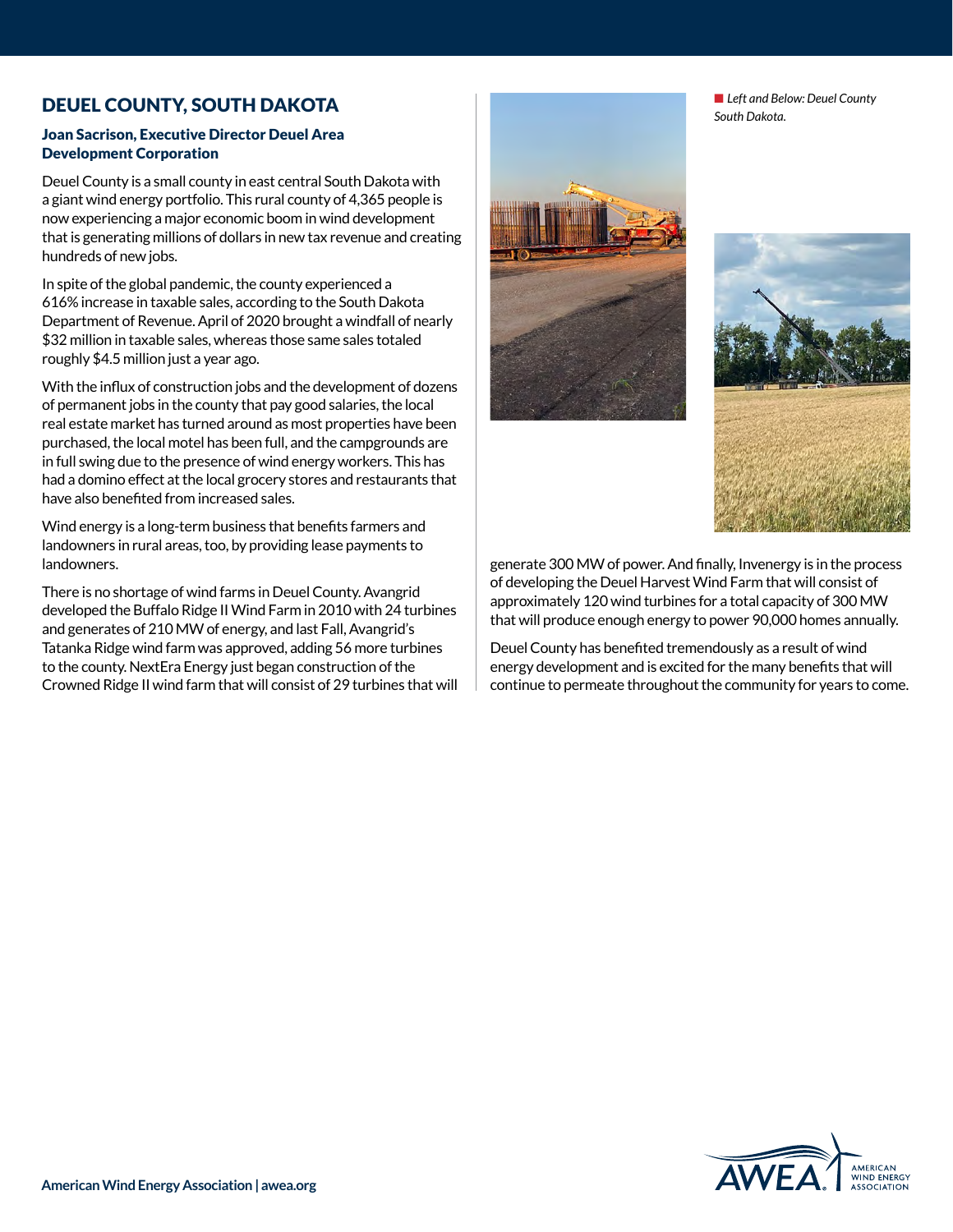## DEUEL COUNTY, SOUTH DAKOTA

### Joan Sacrison, Executive Director Deuel Area Development Corporation

Deuel County is a small county in east central South Dakota with a giant wind energy portfolio. This rural county of 4,365 people is now experiencing a major economic boom in wind development that is generating millions of dollars in new tax revenue and creating hundreds of new jobs.

In spite of the global pandemic, the county experienced a 616% increase in taxable sales, according to the South Dakota Department of Revenue. April of 2020 brought a windfall of nearly $32 million in taxable sales, whereas those same sales totaled roughly $4.5 million just a year ago.

With the influx of construction jobs and the development of dozens of permanent jobs in the county that pay good salaries, the local real estate market has turned around as most properties have been purchased, the local motel has been full, and the campgrounds are in full swing due to the presence of wind energy workers. This has had a domino effect at the local grocery stores and restaurants that have also benefited from increased sales.

Wind energy is a long-term business that benefits farmers and landowners in rural areas, too, by providing lease payments to landowners.

There is no shortage of wind farms in Deuel County. Avangrid developed the Buffalo Ridge II Wind Farm in 2010 with 24 turbines and generates of 210 MW of energy, and last Fall, Avangrid's Tatanka Ridge wind farm was approved, adding 56 more turbines to the county. NextEra Energy just began construction of the Crowned Ridge II wind farm that will consist of 29 turbines that will generate 300 MW of power. And finally, Invenergy is in the process of developing the Deuel Harvest Wind Farm that will consist of approximately 120 wind turbines for a total capacity of 300 MW that will produce enough energy to power 90,000 homes annually.

Deuel County has benefited tremendously as a result of wind energy development and is excited for the many benefits that will continue to permeate throughout the community for years to come.

*Left and Below: Deuel County South Dakota.*